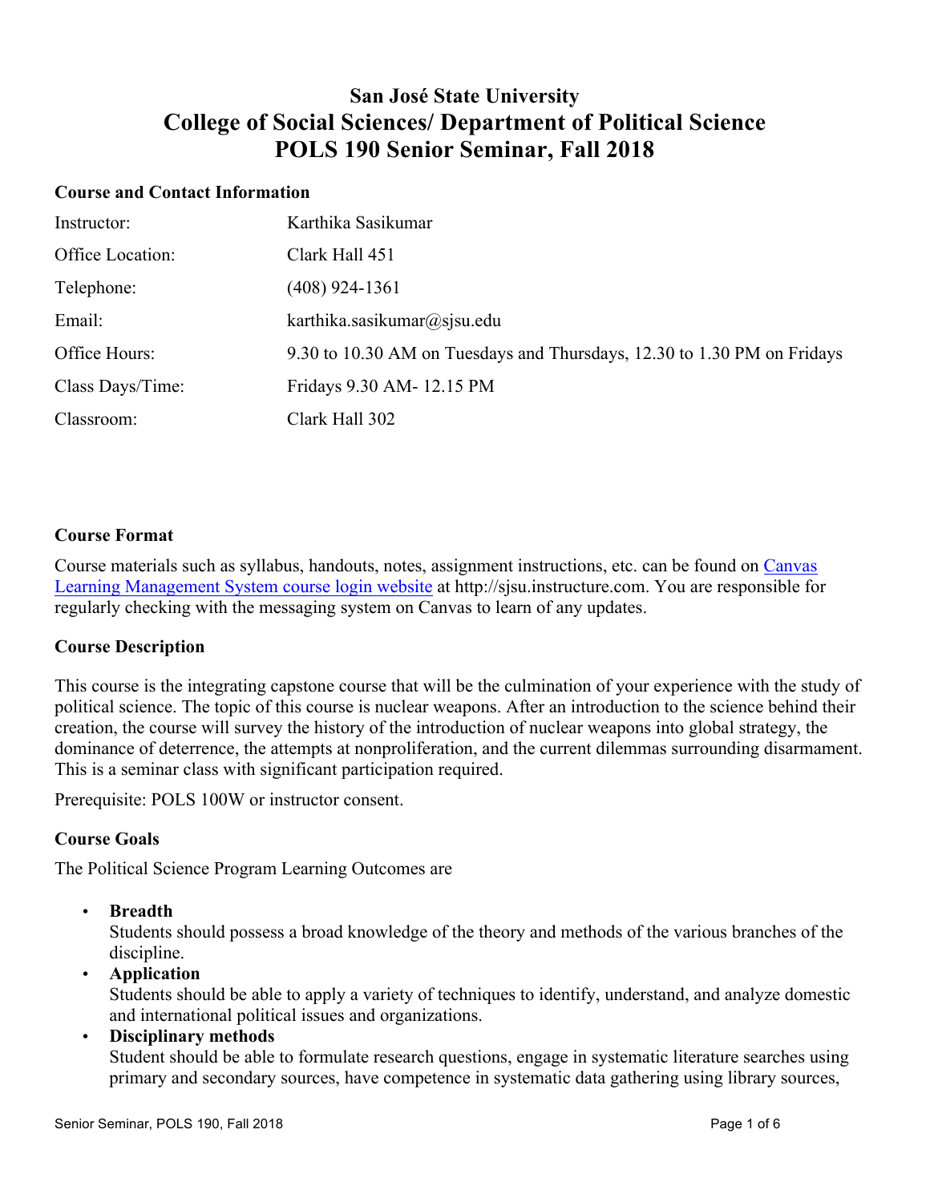# San José State University
# College of Social Sciences/ Department of Political Science
# POLS 190 Senior Seminar, Fall 2018

## Course and Contact Information

| | |
|---|---|
| Instructor: | Karthika Sasikumar |
| Office Location: | Clark Hall 451 |
| Telephone: | (408) 924-1361 |
| Email: | karthika.sasikumar@sjsu.edu |
| Office Hours: | 9.30 to 10.30 AM on Tuesdays and Thursdays, 12.30 to 1.30 PM on Fridays |
| Class Days/Time: | Fridays 9.30 AM- 12.15 PM |
| Classroom: | Clark Hall 302 |

## Course Format

Course materials such as syllabus, handouts, notes, assignment instructions, etc. can be found on [Canvas Learning Management System course login website](http://sjsu.instructure.com) at http://sjsu.instructure.com. You are responsible for regularly checking with the messaging system on Canvas to learn of any updates.

## Course Description

This course is the integrating capstone course that will be the culmination of your experience with the study of political science. The topic of this course is nuclear weapons. After an introduction to the science behind their creation, the course will survey the history of the introduction of nuclear weapons into global strategy, the dominance of deterrence, the attempts at nonproliferation, and the current dilemmas surrounding disarmament. This is a seminar class with significant participation required.

Prerequisite: POLS 100W or instructor consent.

## Course Goals

The Political Science Program Learning Outcomes are

- **Breadth**
  Students should possess a broad knowledge of the theory and methods of the various branches of the discipline.
- **Application**
  Students should be able to apply a variety of techniques to identify, understand, and analyze domestic and international political issues and organizations.
- **Disciplinary methods**
  Student should be able to formulate research questions, engage in systematic literature searches using primary and secondary sources, have competence in systematic data gathering using library sources,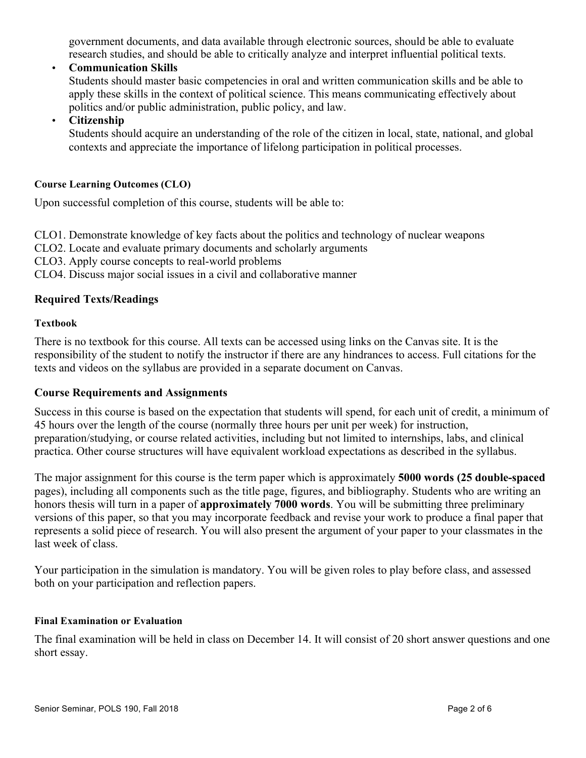government documents, and data available through electronic sources, should be able to evaluate research studies, and should be able to critically analyze and interpret influential political texts.

- **Communication Skills**
  Students should master basic competencies in oral and written communication skills and be able to apply these skills in the context of political science. This means communicating effectively about politics and/or public administration, public policy, and law.
- **Citizenship**
  Students should acquire an understanding of the role of the citizen in local, state, national, and global contexts and appreciate the importance of lifelong participation in political processes.

#### Course Learning Outcomes (CLO)

Upon successful completion of this course, students will be able to:

CLO1. Demonstrate knowledge of key facts about the politics and technology of nuclear weapons
CLO2. Locate and evaluate primary documents and scholarly arguments
CLO3. Apply course concepts to real-world problems
CLO4. Discuss major social issues in a civil and collaborative manner

### Required Texts/Readings

#### Textbook

There is no textbook for this course. All texts can be accessed using links on the Canvas site. It is the responsibility of the student to notify the instructor if there are any hindrances to access. Full citations for the texts and videos on the syllabus are provided in a separate document on Canvas.

### Course Requirements and Assignments

Success in this course is based on the expectation that students will spend, for each unit of credit, a minimum of 45 hours over the length of the course (normally three hours per unit per week) for instruction, preparation/studying, or course related activities, including but not limited to internships, labs, and clinical practica. Other course structures will have equivalent workload expectations as described in the syllabus.

The major assignment for this course is the term paper which is approximately **5000 words (25 double-spaced** pages), including all components such as the title page, figures, and bibliography. Students who are writing an honors thesis will turn in a paper of **approximately 7000 words**. You will be submitting three preliminary versions of this paper, so that you may incorporate feedback and revise your work to produce a final paper that represents a solid piece of research. You will also present the argument of your paper to your classmates in the last week of class.

Your participation in the simulation is mandatory. You will be given roles to play before class, and assessed both on your participation and reflection papers.

#### Final Examination or Evaluation

The final examination will be held in class on December 14. It will consist of 20 short answer questions and one short essay.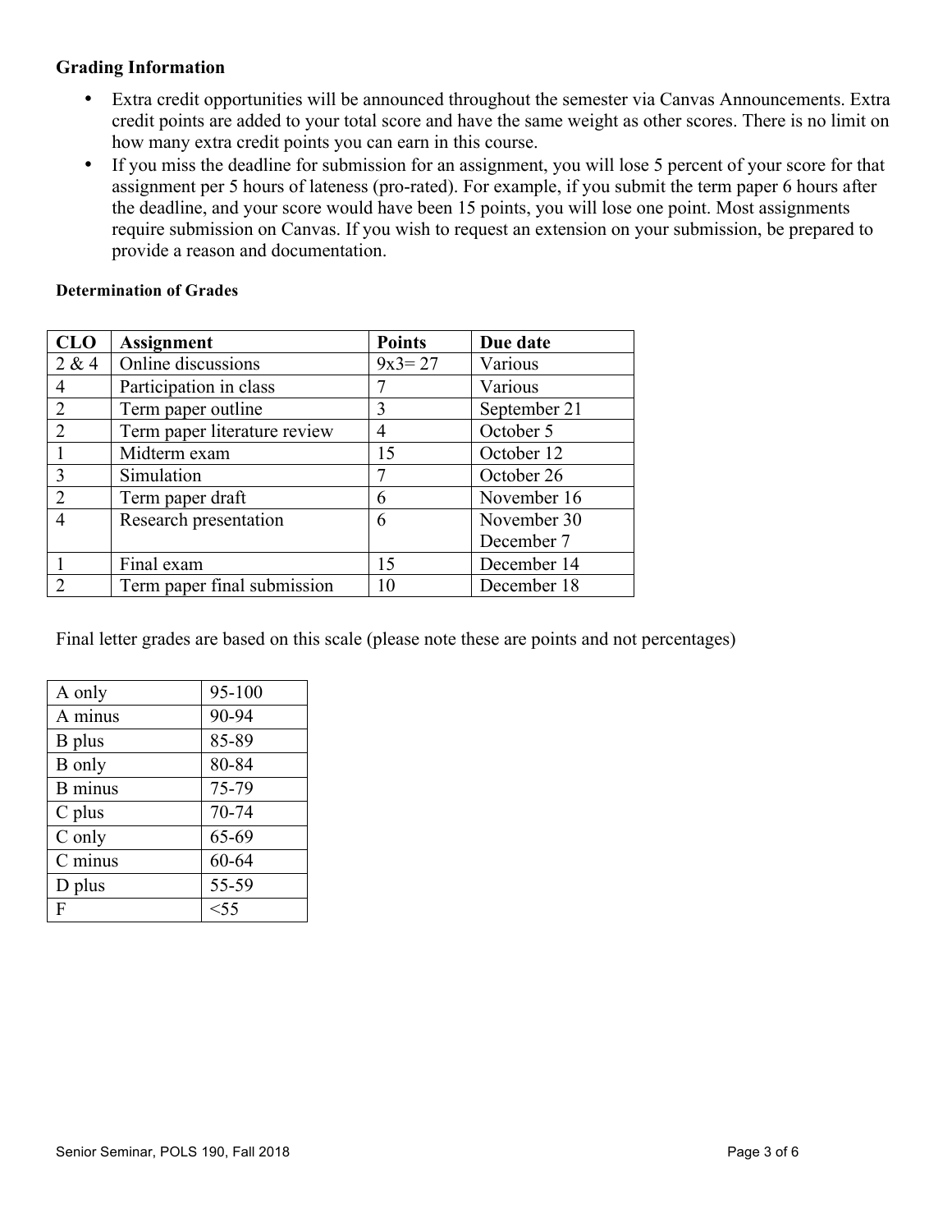### Grading Information

- Extra credit opportunities will be announced throughout the semester via Canvas Announcements. Extra credit points are added to your total score and have the same weight as other scores. There is no limit on how many extra credit points you can earn in this course.
- If you miss the deadline for submission for an assignment, you will lose 5 percent of your score for that assignment per 5 hours of lateness (pro-rated). For example, if you submit the term paper 6 hours after the deadline, and your score would have been 15 points, you will lose one point. Most assignments require submission on Canvas. If you wish to request an extension on your submission, be prepared to provide a reason and documentation.

#### Determination of Grades

| CLO | Assignment | Points | Due date |
|---|---|---|---|
| 2 & 4 | Online discussions | 9x3= 27 | Various |
| 4 | Participation in class | 7 | Various |
| 2 | Term paper outline | 3 | September 21 |
| 2 | Term paper literature review | 4 | October 5 |
| 1 | Midterm exam | 15 | October 12 |
| 3 | Simulation | 7 | October 26 |
| 2 | Term paper draft | 6 | November 16 |
| 4 | Research presentation | 6 | November 30<br>December 7 |
| 1 | Final exam | 15 | December 14 |
| 2 | Term paper final submission | 10 | December 18 |

Final letter grades are based on this scale (please note these are points and not percentages)

| | |
|---|---|
| A only | 95-100 |
| A minus | 90-94 |
| B plus | 85-89 |
| B only | 80-84 |
| B minus | 75-79 |
| C plus | 70-74 |
| C only | 65-69 |
| C minus | 60-64 |
| D plus | 55-59 |
| F | <55 |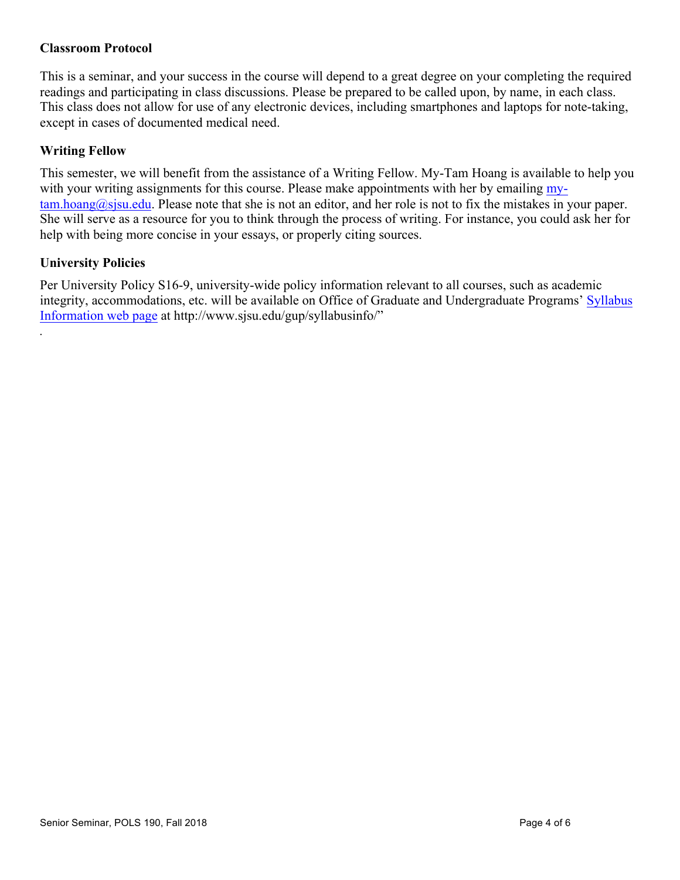## Classroom Protocol

This is a seminar, and your success in the course will depend to a great degree on your completing the required readings and participating in class discussions. Please be prepared to be called upon, by name, in each class. This class does not allow for use of any electronic devices, including smartphones and laptops for note-taking, except in cases of documented medical need.

## Writing Fellow

This semester, we will benefit from the assistance of a Writing Fellow. My-Tam Hoang is available to help you with your writing assignments for this course. Please make appointments with her by emailing [my-tam.hoang@sjsu.edu](mailto:my-tam.hoang@sjsu.edu). Please note that she is not an editor, and her role is not to fix the mistakes in your paper. She will serve as a resource for you to think through the process of writing. For instance, you could ask her for help with being more concise in your essays, or properly citing sources.

## University Policies

Per University Policy S16-9, university-wide policy information relevant to all courses, such as academic integrity, accommodations, etc. will be available on Office of Graduate and Undergraduate Programs' [Syllabus Information web page](http://www.sjsu.edu/gup/syllabusinfo/) at http://www.sjsu.edu/gup/syllabusinfo/"

.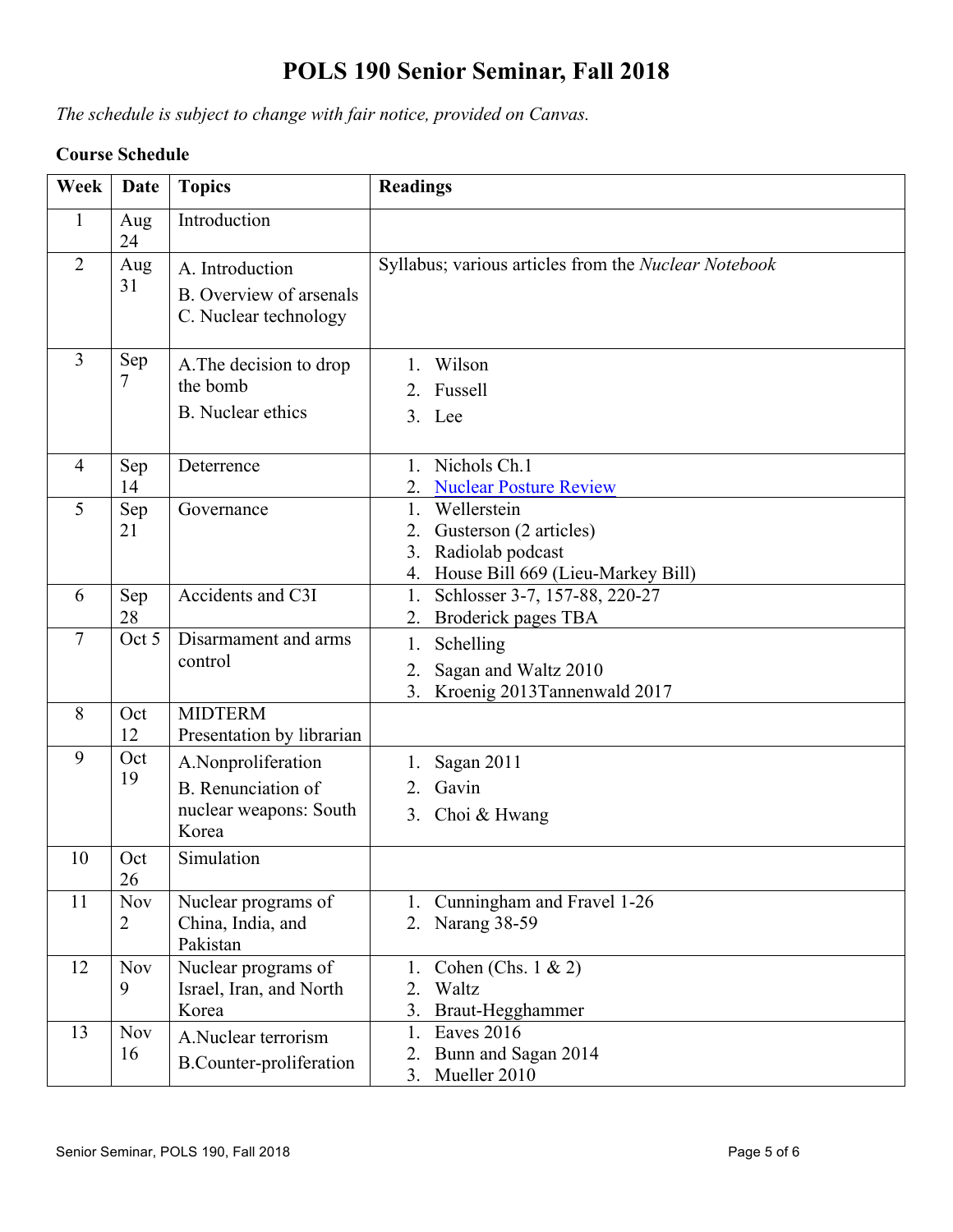# POLS 190 Senior Seminar, Fall 2018

*The schedule is subject to change with fair notice, provided on Canvas.*

**Course Schedule**

| Week | Date | Topics | Readings |
|---|---|---|---|
| 1 | Aug 24 | Introduction | |
| 2 | Aug 31 | A. Introduction<br>B. Overview of arsenals<br>C. Nuclear technology | Syllabus; various articles from the *Nuclear Notebook* |
| 3 | Sep 7 | A.The decision to drop the bomb<br>B. Nuclear ethics | 1. Wilson<br>2. Fussell<br>3. Lee |
| 4 | Sep 14 | Deterrence | 1. Nichols Ch.1<br>2. Nuclear Posture Review |
| 5 | Sep 21 | Governance | 1. Wellerstein<br>2. Gusterson (2 articles)<br>3. Radiolab podcast<br>4. House Bill 669 (Lieu-Markey Bill) |
| 6 | Sep 28 | Accidents and C3I | 1. Schlosser 3-7, 157-88, 220-27<br>2. Broderick pages TBA |
| 7 | Oct 5 | Disarmament and arms control | 1. Schelling<br>2. Sagan and Waltz 2010<br>3. Kroenig 2013Tannenwald 2017 |
| 8 | Oct 12 | MIDTERM<br>Presentation by librarian | |
| 9 | Oct 19 | A.Nonproliferation<br>B. Renunciation of nuclear weapons: South Korea | 1. Sagan 2011<br>2. Gavin<br>3. Choi & Hwang |
| 10 | Oct 26 | Simulation | |
| 11 | Nov 2 | Nuclear programs of China, India, and Pakistan | 1. Cunningham and Fravel 1-26<br>2. Narang 38-59 |
| 12 | Nov 9 | Nuclear programs of Israel, Iran, and North Korea | 1. Cohen (Chs. 1 & 2)<br>2. Waltz<br>3. Braut-Hegghammer |
| 13 | Nov 16 | A.Nuclear terrorism<br>B.Counter-proliferation | 1. Eaves 2016<br>2. Bunn and Sagan 2014<br>3. Mueller 2010 |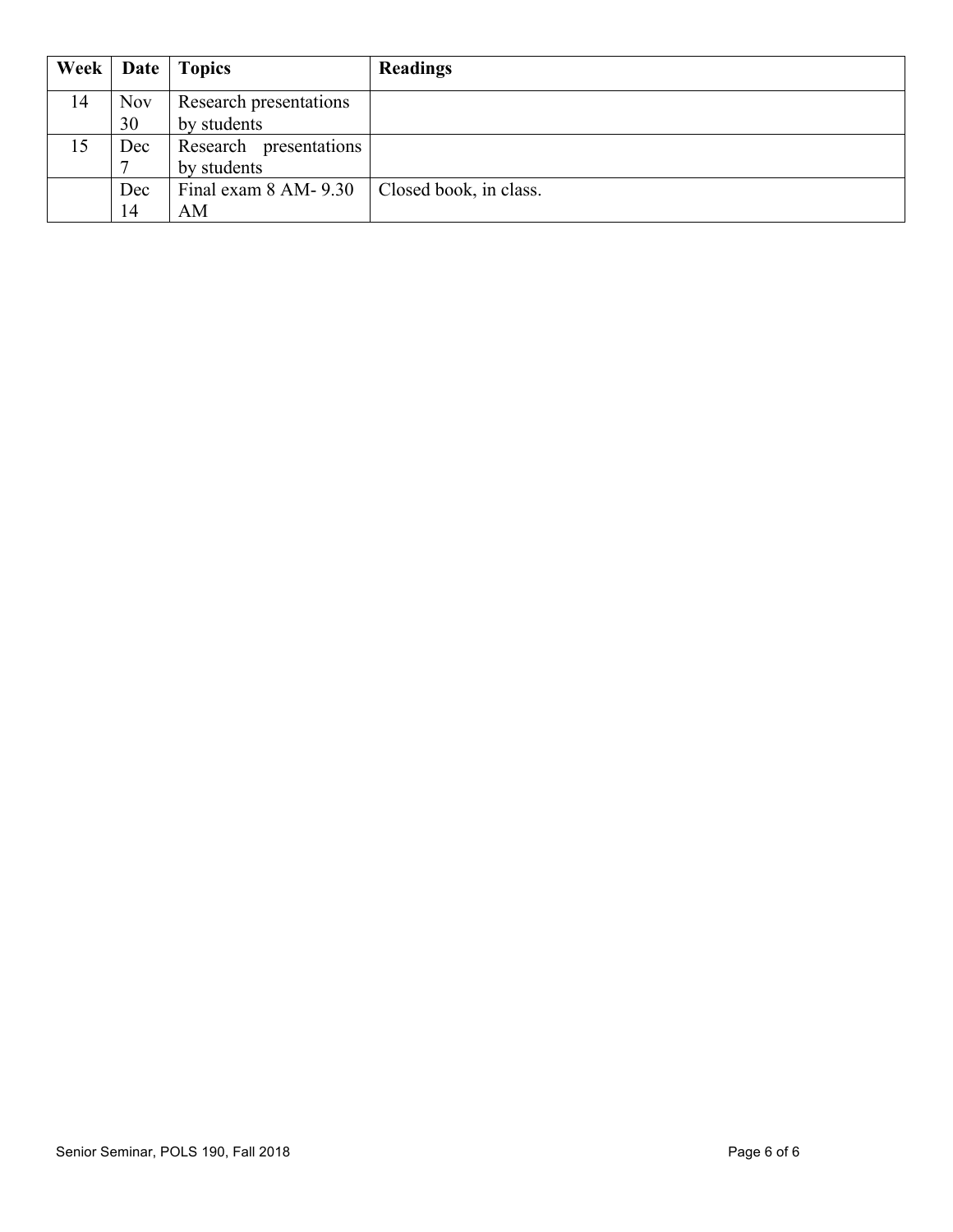| Week | Date | Topics | Readings |
|---|---|---|---|
| 14 | Nov 30 | Research presentations by students | |
| 15 | Dec 7 | Research presentations by students | |
| | Dec 14 | Final exam 8 AM- 9.30 AM | Closed book, in class. |